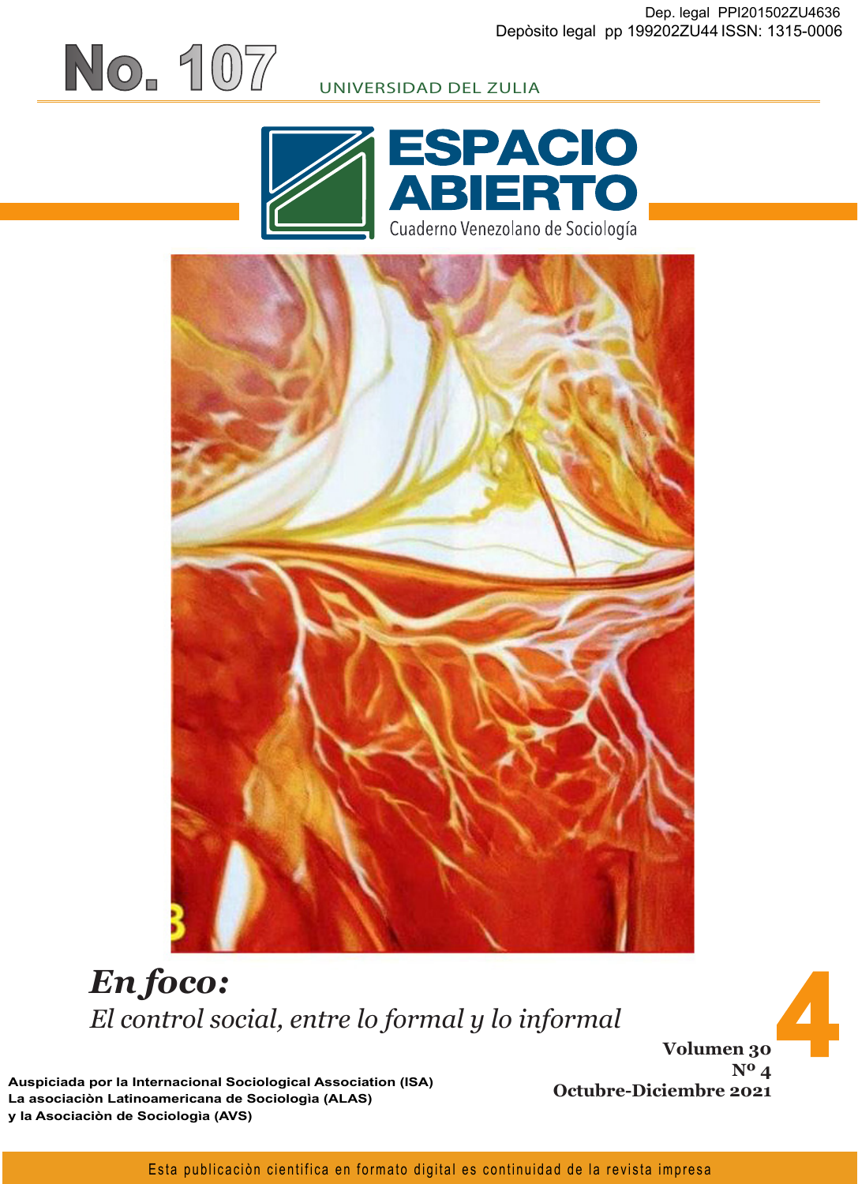Dep. legal PPI201502ZU4636
Depòsito legal pp 199202ZU44 ISSN: 1315-0006

# No. 107

UNIVERSIDAD DEL ZULIA

# ESPACIO ABIERTO

Cuaderno Venezolano de Sociología

## *En foco:*

*El control social, entre lo formal y lo informal*

**Volumen 30**
**Nº 4**
**Octubre-Diciembre 2021**

4

**Auspiciada por la Internacional Sociological Association (ISA)**
**La asociaciòn Latinoamericana de Sociologìa (ALAS)**
**y la Asociaciòn de Sociologìa (AVS)**

Esta publicaciòn cientifica en formato digital es continuidad de la revista impresa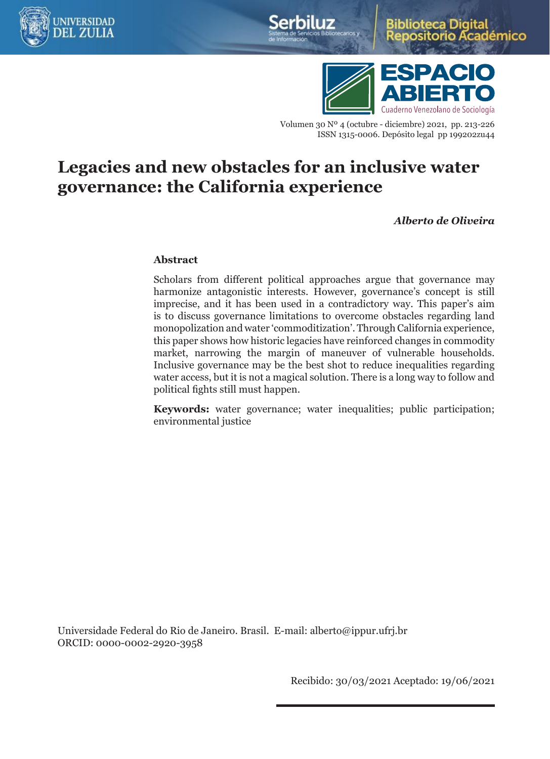# Legacies and new obstacles for an inclusive water governance: the California experience

***Alberto de Oliveira***

### Abstract

Scholars from different political approaches argue that governance may harmonize antagonistic interests. However, governance's concept is still imprecise, and it has been used in a contradictory way. This paper's aim is to discuss governance limitations to overcome obstacles regarding land monopolization and water 'commoditization'. Through California experience, this paper shows how historic legacies have reinforced changes in commodity market, narrowing the margin of maneuver of vulnerable households. Inclusive governance may be the best shot to reduce inequalities regarding water access, but it is not a magical solution. There is a long way to follow and political fights still must happen.

**Keywords:** water governance; water inequalities; public participation; environmental justice

Universidade Federal do Rio de Janeiro. Brasil. E-mail: alberto@ippur.ufrj.br
ORCID: 0000-0002-2920-3958

Recibido: 30/03/2021 Aceptado: 19/06/2021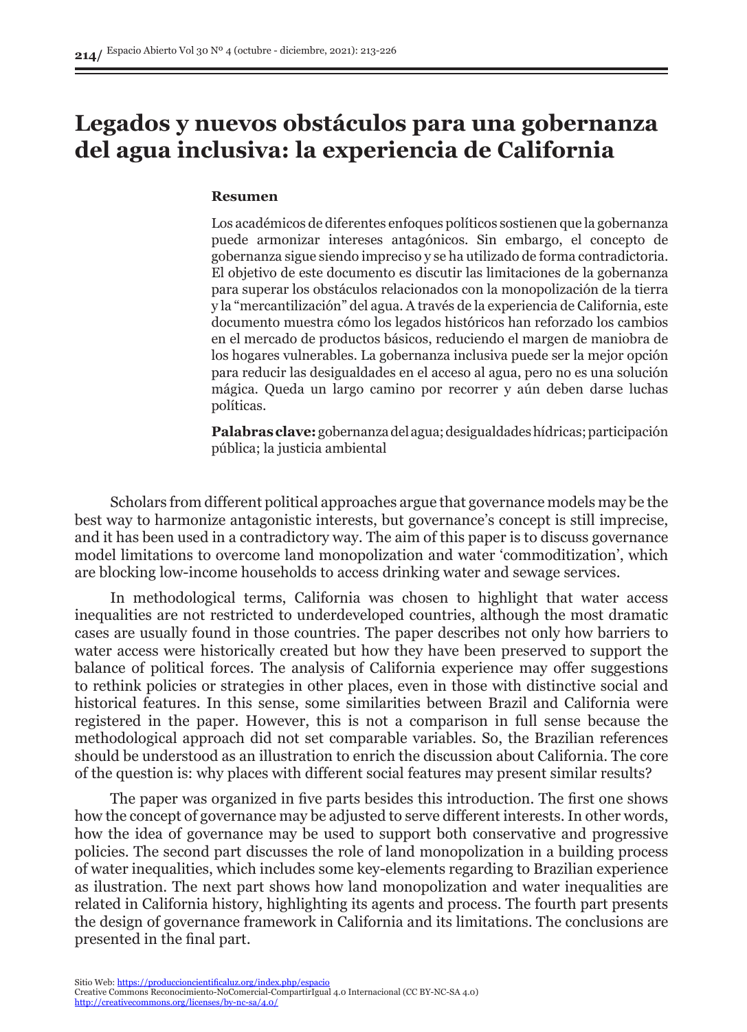# Legados y nuevos obstáculos para una gobernanza del agua inclusiva: la experiencia de California

**Resumen**

Los académicos de diferentes enfoques políticos sostienen que la gobernanza puede armonizar intereses antagónicos. Sin embargo, el concepto de gobernanza sigue siendo impreciso y se ha utilizado de forma contradictoria. El objetivo de este documento es discutir las limitaciones de la gobernanza para superar los obstáculos relacionados con la monopolización de la tierra y la "mercantilización" del agua. A través de la experiencia de California, este documento muestra cómo los legados históricos han reforzado los cambios en el mercado de productos básicos, reduciendo el margen de maniobra de los hogares vulnerables. La gobernanza inclusiva puede ser la mejor opción para reducir las desigualdades en el acceso al agua, pero no es una solución mágica. Queda un largo camino por recorrer y aún deben darse luchas políticas.

**Palabras clave:** gobernanza del agua; desigualdades hídricas; participación pública; la justicia ambiental

Scholars from different political approaches argue that governance models may be the best way to harmonize antagonistic interests, but governance's concept is still imprecise, and it has been used in a contradictory way. The aim of this paper is to discuss governance model limitations to overcome land monopolization and water 'commoditization', which are blocking low-income households to access drinking water and sewage services.

In methodological terms, California was chosen to highlight that water access inequalities are not restricted to underdeveloped countries, although the most dramatic cases are usually found in those countries. The paper describes not only how barriers to water access were historically created but how they have been preserved to support the balance of political forces. The analysis of California experience may offer suggestions to rethink policies or strategies in other places, even in those with distinctive social and historical features. In this sense, some similarities between Brazil and California were registered in the paper. However, this is not a comparison in full sense because the methodological approach did not set comparable variables. So, the Brazilian references should be understood as an illustration to enrich the discussion about California. The core of the question is: why places with different social features may present similar results?

The paper was organized in five parts besides this introduction. The first one shows how the concept of governance may be adjusted to serve different interests. In other words, how the idea of governance may be used to support both conservative and progressive policies. The second part discusses the role of land monopolization in a building process of water inequalities, which includes some key-elements regarding to Brazilian experience as ilustration. The next part shows how land monopolization and water inequalities are related in California history, highlighting its agents and process. The fourth part presents the design of governance framework in California and its limitations. The conclusions are presented in the final part.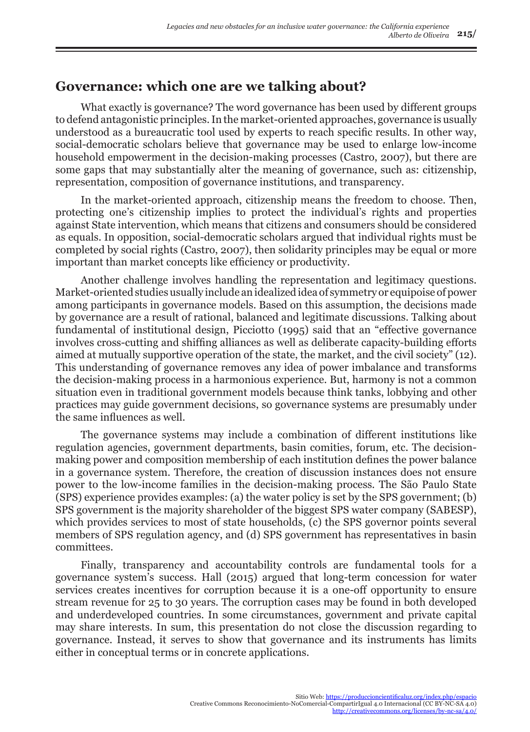## Governance: which one are we talking about?

What exactly is governance? The word governance has been used by different groups to defend antagonistic principles. In the market-oriented approaches, governance is usually understood as a bureaucratic tool used by experts to reach specific results. In other way, social-democratic scholars believe that governance may be used to enlarge low-income household empowerment in the decision-making processes (Castro, 2007), but there are some gaps that may substantially alter the meaning of governance, such as: citizenship, representation, composition of governance institutions, and transparency.

In the market-oriented approach, citizenship means the freedom to choose. Then, protecting one's citizenship implies to protect the individual's rights and properties against State intervention, which means that citizens and consumers should be considered as equals. In opposition, social-democratic scholars argued that individual rights must be completed by social rights (Castro, 2007), then solidarity principles may be equal or more important than market concepts like efficiency or productivity.

Another challenge involves handling the representation and legitimacy questions. Market-oriented studies usually include an idealized idea of symmetry or equipoise of power among participants in governance models. Based on this assumption, the decisions made by governance are a result of rational, balanced and legitimate discussions. Talking about fundamental of institutional design, Picciotto (1995) said that an "effective governance involves cross-cutting and shiffing alliances as well as deliberate capacity-building efforts aimed at mutually supportive operation of the state, the market, and the civil society" (12). This understanding of governance removes any idea of power imbalance and transforms the decision-making process in a harmonious experience. But, harmony is not a common situation even in traditional government models because think tanks, lobbying and other practices may guide government decisions, so governance systems are presumably under the same influences as well.

The governance systems may include a combination of different institutions like regulation agencies, government departments, basin comities, forum, etc. The decision-making power and composition membership of each institution defines the power balance in a governance system. Therefore, the creation of discussion instances does not ensure power to the low-income families in the decision-making process. The São Paulo State (SPS) experience provides examples: (a) the water policy is set by the SPS government; (b) SPS government is the majority shareholder of the biggest SPS water company (SABESP), which provides services to most of state households, (c) the SPS governor points several members of SPS regulation agency, and (d) SPS government has representatives in basin committees.

Finally, transparency and accountability controls are fundamental tools for a governance system's success. Hall (2015) argued that long-term concession for water services creates incentives for corruption because it is a one-off opportunity to ensure stream revenue for 25 to 30 years. The corruption cases may be found in both developed and underdeveloped countries. In some circumstances, government and private capital may share interests. In sum, this presentation do not close the discussion regarding to governance. Instead, it serves to show that governance and its instruments has limits either in conceptual terms or in concrete applications.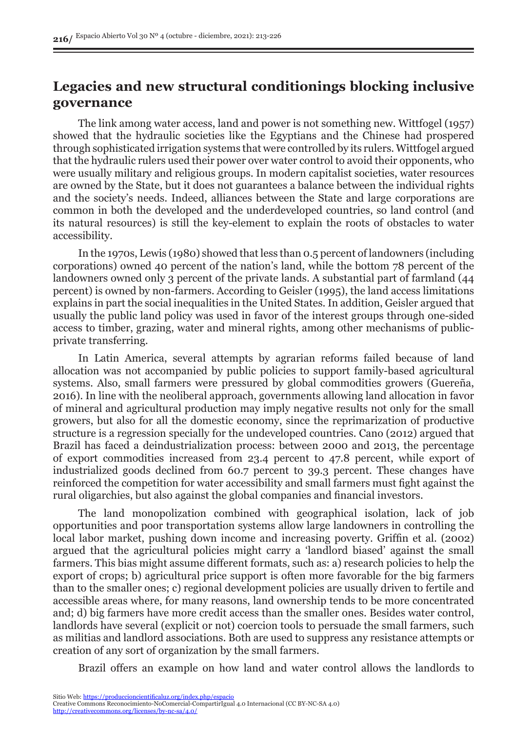## Legacies and new structural conditionings blocking inclusive governance

The link among water access, land and power is not something new. Wittfogel (1957) showed that the hydraulic societies like the Egyptians and the Chinese had prospered through sophisticated irrigation systems that were controlled by its rulers. Wittfogel argued that the hydraulic rulers used their power over water control to avoid their opponents, who were usually military and religious groups. In modern capitalist societies, water resources are owned by the State, but it does not guarantees a balance between the individual rights and the society's needs. Indeed, alliances between the State and large corporations are common in both the developed and the underdeveloped countries, so land control (and its natural resources) is still the key-element to explain the roots of obstacles to water accessibility.

In the 1970s, Lewis (1980) showed that less than 0.5 percent of landowners (including corporations) owned 40 percent of the nation's land, while the bottom 78 percent of the landowners owned only 3 percent of the private lands. A substantial part of farmland (44 percent) is owned by non-farmers. According to Geisler (1995), the land access limitations explains in part the social inequalities in the United States. In addition, Geisler argued that usually the public land policy was used in favor of the interest groups through one-sided access to timber, grazing, water and mineral rights, among other mechanisms of public-private transferring.

In Latin America, several attempts by agrarian reforms failed because of land allocation was not accompanied by public policies to support family-based agricultural systems. Also, small farmers were pressured by global commodities growers (Guereña, 2016). In line with the neoliberal approach, governments allowing land allocation in favor of mineral and agricultural production may imply negative results not only for the small growers, but also for all the domestic economy, since the reprimarization of productive structure is a regression specially for the undeveloped countries. Cano (2012) argued that Brazil has faced a deindustrialization process: between 2000 and 2013, the percentage of export commodities increased from 23.4 percent to 47.8 percent, while export of industrialized goods declined from 60.7 percent to 39.3 percent. These changes have reinforced the competition for water accessibility and small farmers must fight against the rural oligarchies, but also against the global companies and financial investors.

The land monopolization combined with geographical isolation, lack of job opportunities and poor transportation systems allow large landowners in controlling the local labor market, pushing down income and increasing poverty. Griffin et al. (2002) argued that the agricultural policies might carry a 'landlord biased' against the small farmers. This bias might assume different formats, such as: a) research policies to help the export of crops; b) agricultural price support is often more favorable for the big farmers than to the smaller ones; c) regional development policies are usually driven to fertile and accessible areas where, for many reasons, land ownership tends to be more concentrated and; d) big farmers have more credit access than the smaller ones. Besides water control, landlords have several (explicit or not) coercion tools to persuade the small farmers, such as militias and landlord associations. Both are used to suppress any resistance attempts or creation of any sort of organization by the small farmers.

Brazil offers an example on how land and water control allows the landlords to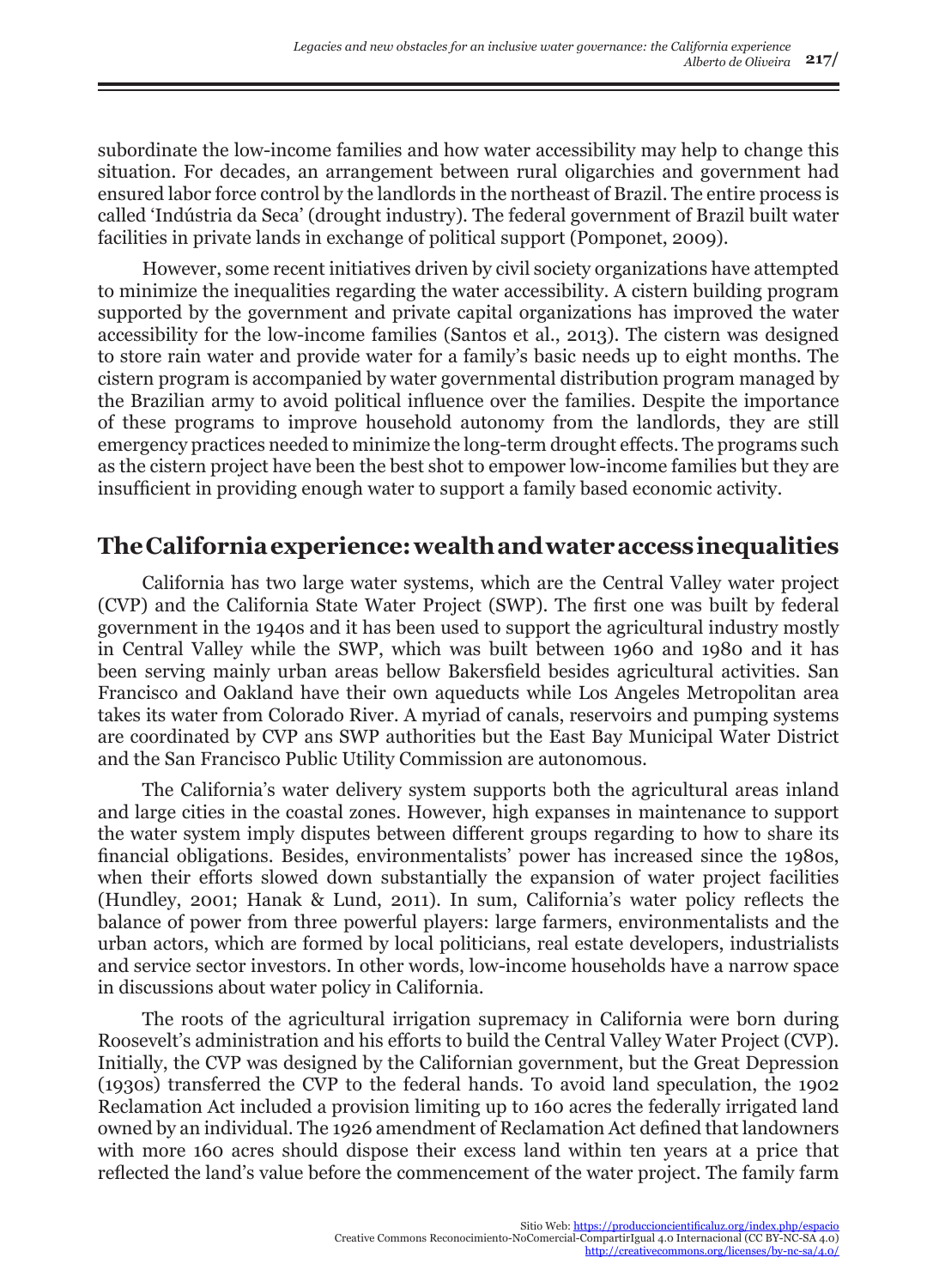subordinate the low-income families and how water accessibility may help to change this situation. For decades, an arrangement between rural oligarchies and government had ensured labor force control by the landlords in the northeast of Brazil. The entire process is called 'Indústria da Seca' (drought industry). The federal government of Brazil built water facilities in private lands in exchange of political support (Pomponet, 2009).

However, some recent initiatives driven by civil society organizations have attempted to minimize the inequalities regarding the water accessibility. A cistern building program supported by the government and private capital organizations has improved the water accessibility for the low-income families (Santos et al., 2013). The cistern was designed to store rain water and provide water for a family's basic needs up to eight months. The cistern program is accompanied by water governmental distribution program managed by the Brazilian army to avoid political influence over the families. Despite the importance of these programs to improve household autonomy from the landlords, they are still emergency practices needed to minimize the long-term drought effects. The programs such as the cistern project have been the best shot to empower low-income families but they are insufficient in providing enough water to support a family based economic activity.

## The California experience: wealth and water access inequalities

California has two large water systems, which are the Central Valley water project (CVP) and the California State Water Project (SWP). The first one was built by federal government in the 1940s and it has been used to support the agricultural industry mostly in Central Valley while the SWP, which was built between 1960 and 1980 and it has been serving mainly urban areas bellow Bakersfield besides agricultural activities. San Francisco and Oakland have their own aqueducts while Los Angeles Metropolitan area takes its water from Colorado River. A myriad of canals, reservoirs and pumping systems are coordinated by CVP ans SWP authorities but the East Bay Municipal Water District and the San Francisco Public Utility Commission are autonomous.

The California's water delivery system supports both the agricultural areas inland and large cities in the coastal zones. However, high expanses in maintenance to support the water system imply disputes between different groups regarding to how to share its financial obligations. Besides, environmentalists' power has increased since the 1980s, when their efforts slowed down substantially the expansion of water project facilities (Hundley, 2001; Hanak & Lund, 2011). In sum, California's water policy reflects the balance of power from three powerful players: large farmers, environmentalists and the urban actors, which are formed by local politicians, real estate developers, industrialists and service sector investors. In other words, low-income households have a narrow space in discussions about water policy in California.

The roots of the agricultural irrigation supremacy in California were born during Roosevelt's administration and his efforts to build the Central Valley Water Project (CVP). Initially, the CVP was designed by the Californian government, but the Great Depression (1930s) transferred the CVP to the federal hands. To avoid land speculation, the 1902 Reclamation Act included a provision limiting up to 160 acres the federally irrigated land owned by an individual. The 1926 amendment of Reclamation Act defined that landowners with more 160 acres should dispose their excess land within ten years at a price that reflected the land's value before the commencement of the water project. The family farm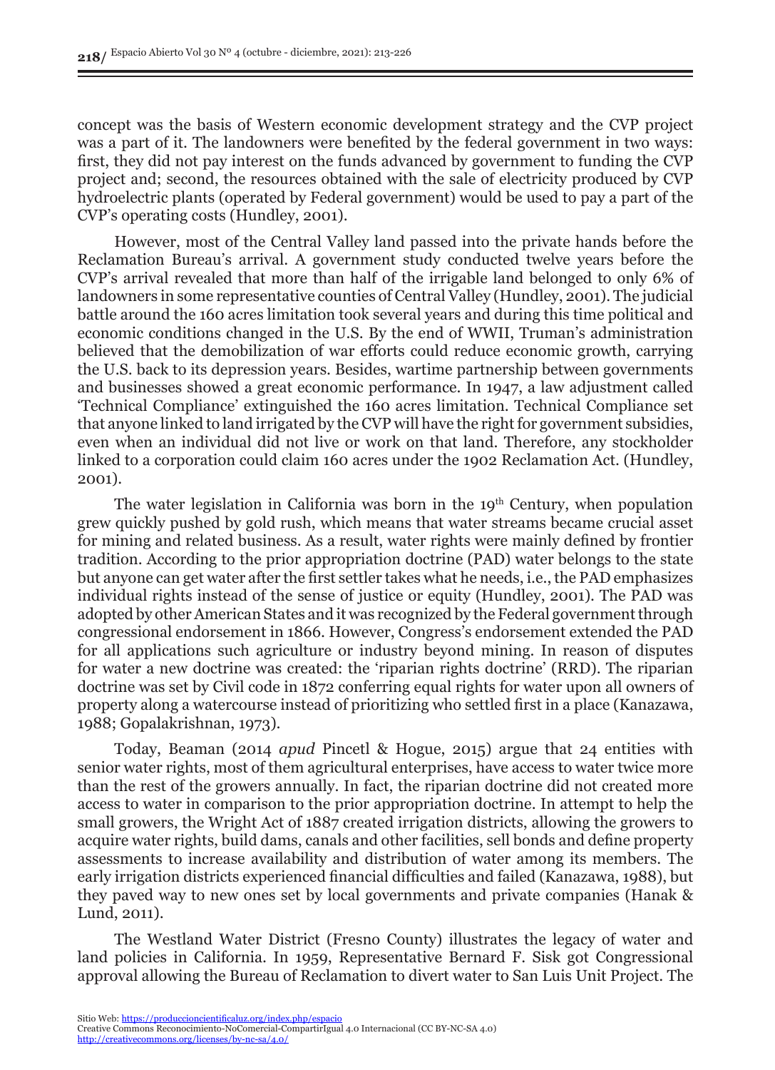concept was the basis of Western economic development strategy and the CVP project was a part of it. The landowners were benefited by the federal government in two ways: first, they did not pay interest on the funds advanced by government to funding the CVP project and; second, the resources obtained with the sale of electricity produced by CVP hydroelectric plants (operated by Federal government) would be used to pay a part of the CVP's operating costs (Hundley, 2001).

However, most of the Central Valley land passed into the private hands before the Reclamation Bureau's arrival. A government study conducted twelve years before the CVP's arrival revealed that more than half of the irrigable land belonged to only 6% of landowners in some representative counties of Central Valley (Hundley, 2001). The judicial battle around the 160 acres limitation took several years and during this time political and economic conditions changed in the U.S. By the end of WWII, Truman's administration believed that the demobilization of war efforts could reduce economic growth, carrying the U.S. back to its depression years. Besides, wartime partnership between governments and businesses showed a great economic performance. In 1947, a law adjustment called 'Technical Compliance' extinguished the 160 acres limitation. Technical Compliance set that anyone linked to land irrigated by the CVP will have the right for government subsidies, even when an individual did not live or work on that land. Therefore, any stockholder linked to a corporation could claim 160 acres under the 1902 Reclamation Act. (Hundley, 2001).

The water legislation in California was born in the 19th Century, when population grew quickly pushed by gold rush, which means that water streams became crucial asset for mining and related business. As a result, water rights were mainly defined by frontier tradition. According to the prior appropriation doctrine (PAD) water belongs to the state but anyone can get water after the first settler takes what he needs, i.e., the PAD emphasizes individual rights instead of the sense of justice or equity (Hundley, 2001). The PAD was adopted by other American States and it was recognized by the Federal government through congressional endorsement in 1866. However, Congress's endorsement extended the PAD for all applications such agriculture or industry beyond mining. In reason of disputes for water a new doctrine was created: the 'riparian rights doctrine' (RRD). The riparian doctrine was set by Civil code in 1872 conferring equal rights for water upon all owners of property along a watercourse instead of prioritizing who settled first in a place (Kanazawa, 1988; Gopalakrishnan, 1973).

Today, Beaman (2014 *apud* Pincetl & Hogue, 2015) argue that 24 entities with senior water rights, most of them agricultural enterprises, have access to water twice more than the rest of the growers annually. In fact, the riparian doctrine did not created more access to water in comparison to the prior appropriation doctrine. In attempt to help the small growers, the Wright Act of 1887 created irrigation districts, allowing the growers to acquire water rights, build dams, canals and other facilities, sell bonds and define property assessments to increase availability and distribution of water among its members. The early irrigation districts experienced financial difficulties and failed (Kanazawa, 1988), but they paved way to new ones set by local governments and private companies (Hanak & Lund, 2011).

The Westland Water District (Fresno County) illustrates the legacy of water and land policies in California. In 1959, Representative Bernard F. Sisk got Congressional approval allowing the Bureau of Reclamation to divert water to San Luis Unit Project. The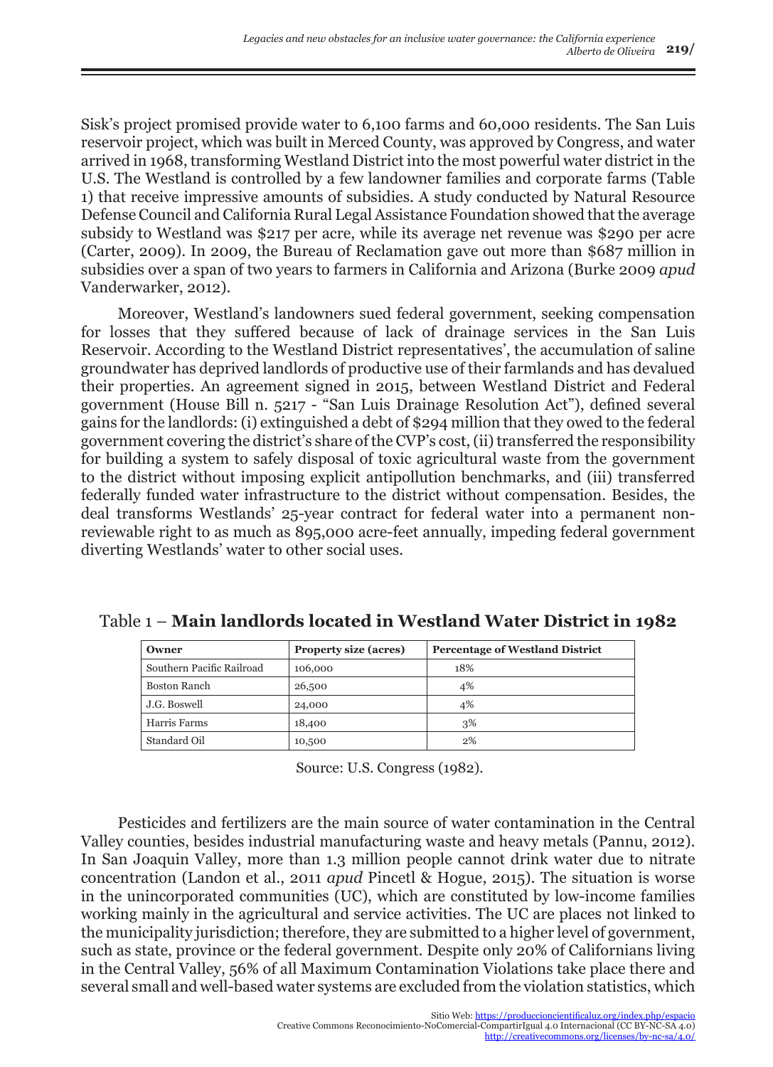Sisk's project promised provide water to 6,100 farms and 60,000 residents. The San Luis reservoir project, which was built in Merced County, was approved by Congress, and water arrived in 1968, transforming Westland District into the most powerful water district in the U.S. The Westland is controlled by a few landowner families and corporate farms (Table 1) that receive impressive amounts of subsidies. A study conducted by Natural Resource Defense Council and California Rural Legal Assistance Foundation showed that the average subsidy to Westland was $217 per acre, while its average net revenue was $290 per acre (Carter, 2009). In 2009, the Bureau of Reclamation gave out more than $687 million in subsidies over a span of two years to farmers in California and Arizona (Burke 2009 *apud* Vanderwarker, 2012).

Moreover, Westland's landowners sued federal government, seeking compensation for losses that they suffered because of lack of drainage services in the San Luis Reservoir. According to the Westland District representatives', the accumulation of saline groundwater has deprived landlords of productive use of their farmlands and has devalued their properties. An agreement signed in 2015, between Westland District and Federal government (House Bill n. 5217 - "San Luis Drainage Resolution Act"), defined several gains for the landlords: (i) extinguished a debt of $294 million that they owed to the federal government covering the district's share of the CVP's cost, (ii) transferred the responsibility for building a system to safely disposal of toxic agricultural waste from the government to the district without imposing explicit antipollution benchmarks, and (iii) transferred federally funded water infrastructure to the district without compensation. Besides, the deal transforms Westlands' 25-year contract for federal water into a permanent non-reviewable right to as much as 895,000 acre-feet annually, impeding federal government diverting Westlands' water to other social uses.

Table 1 – **Main landlords located in Westland Water District in 1982**

| Owner | Property size (acres) | Percentage of Westland District |
|---|---|---|
| Southern Pacific Railroad | 106,000 | 18% |
| Boston Ranch | 26,500 | 4% |
| J.G. Boswell | 24,000 | 4% |
| Harris Farms | 18,400 | 3% |
| Standard Oil | 10,500 | 2% |

Source: U.S. Congress (1982).

Pesticides and fertilizers are the main source of water contamination in the Central Valley counties, besides industrial manufacturing waste and heavy metals (Pannu, 2012). In San Joaquin Valley, more than 1.3 million people cannot drink water due to nitrate concentration (Landon et al., 2011 *apud* Pincetl & Hogue, 2015). The situation is worse in the unincorporated communities (UC), which are constituted by low-income families working mainly in the agricultural and service activities. The UC are places not linked to the municipality jurisdiction; therefore, they are submitted to a higher level of government, such as state, province or the federal government. Despite only 20% of Californians living in the Central Valley, 56% of all Maximum Contamination Violations take place there and several small and well-based water systems are excluded from the violation statistics, which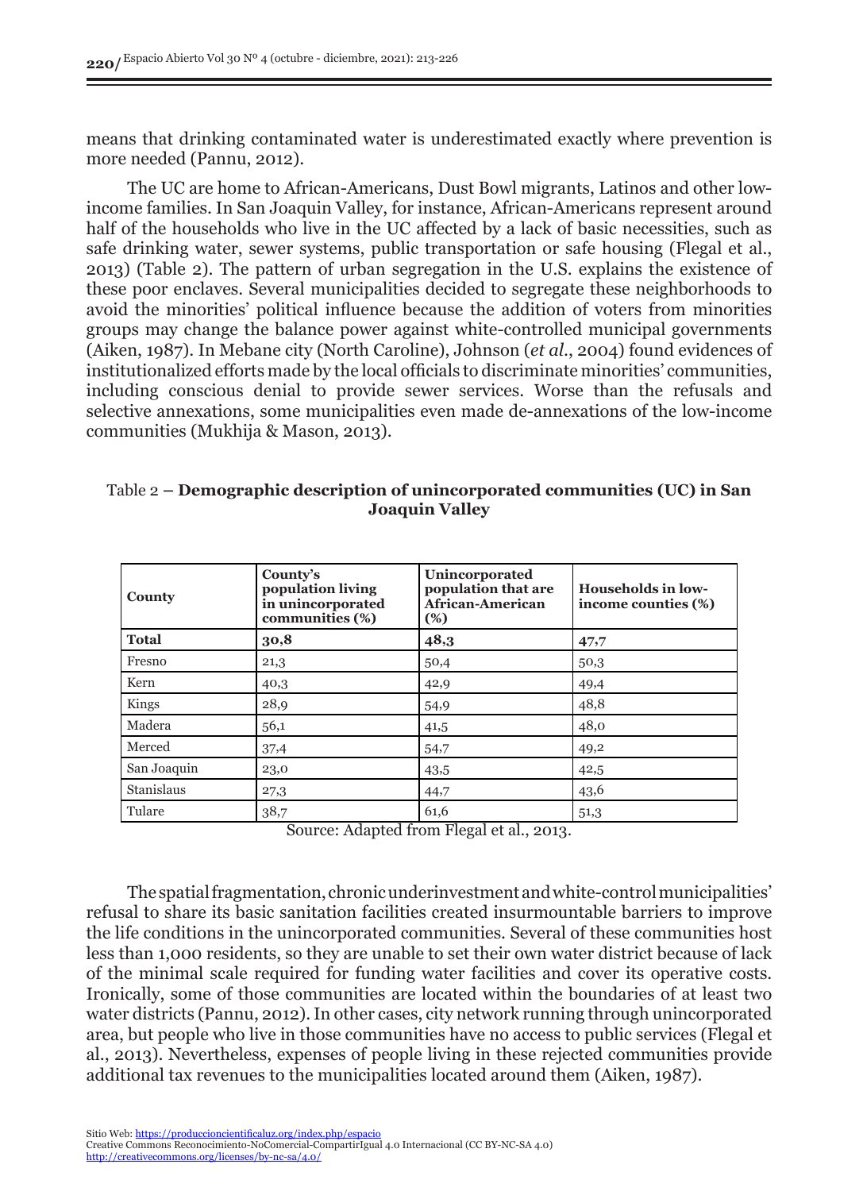means that drinking contaminated water is underestimated exactly where prevention is more needed (Pannu, 2012).

The UC are home to African-Americans, Dust Bowl migrants, Latinos and other low-income families. In San Joaquin Valley, for instance, African-Americans represent around half of the households who live in the UC affected by a lack of basic necessities, such as safe drinking water, sewer systems, public transportation or safe housing (Flegal et al., 2013) (Table 2). The pattern of urban segregation in the U.S. explains the existence of these poor enclaves. Several municipalities decided to segregate these neighborhoods to avoid the minorities' political influence because the addition of voters from minorities groups may change the balance power against white-controlled municipal governments (Aiken, 1987). In Mebane city (North Caroline), Johnson (*et al.*, 2004) found evidences of institutionalized efforts made by the local officials to discriminate minorities' communities, including conscious denial to provide sewer services. Worse than the refusals and selective annexations, some municipalities even made de-annexations of the low-income communities (Mukhija & Mason, 2013).

Table 2 – **Demographic description of unincorporated communities (UC) in San Joaquin Valley**

| County | County's population living in unincorporated communities (%) | Unincorporated population that are African-American (%) | Households in low-income counties (%) |
|---|---|---|---|
| **Total** | **30,8** | **48,3** | **47,7** |
| Fresno | 21,3 | 50,4 | 50,3 |
| Kern | 40,3 | 42,9 | 49,4 |
| Kings | 28,9 | 54,9 | 48,8 |
| Madera | 56,1 | 41,5 | 48,0 |
| Merced | 37,4 | 54,7 | 49,2 |
| San Joaquin | 23,0 | 43,5 | 42,5 |
| Stanislaus | 27,3 | 44,7 | 43,6 |
| Tulare | 38,7 | 61,6 | 51,3 |

Source: Adapted from Flegal et al., 2013.

The spatial fragmentation, chronic underinvestment and white-control municipalities' refusal to share its basic sanitation facilities created insurmountable barriers to improve the life conditions in the unincorporated communities. Several of these communities host less than 1,000 residents, so they are unable to set their own water district because of lack of the minimal scale required for funding water facilities and cover its operative costs. Ironically, some of those communities are located within the boundaries of at least two water districts (Pannu, 2012). In other cases, city network running through unincorporated area, but people who live in those communities have no access to public services (Flegal et al., 2013). Nevertheless, expenses of people living in these rejected communities provide additional tax revenues to the municipalities located around them (Aiken, 1987).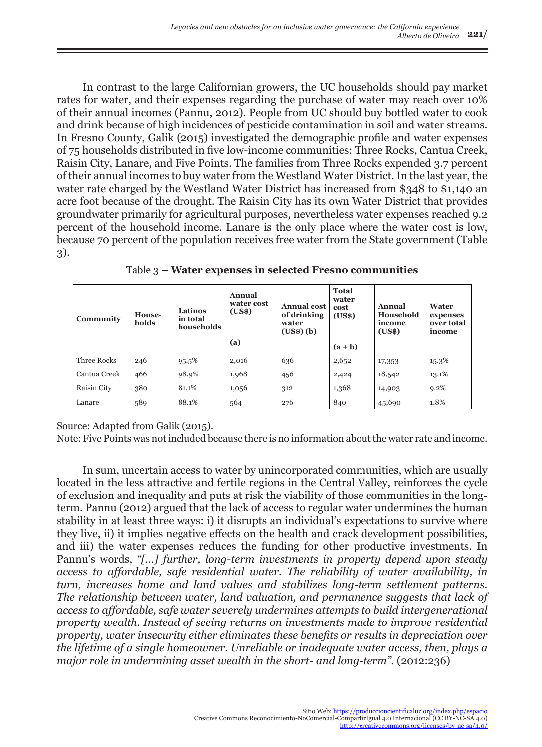In contrast to the large Californian growers, the UC households should pay market rates for water, and their expenses regarding the purchase of water may reach over 10% of their annual incomes (Pannu, 2012). People from UC should buy bottled water to cook and drink because of high incidences of pesticide contamination in soil and water streams. In Fresno County, Galik (2015) investigated the demographic profile and water expenses of 75 households distributed in five low-income communities: Three Rocks, Cantua Creek, Raisin City, Lanare, and Five Points. The families from Three Rocks expended 3.7 percent of their annual incomes to buy water from the Westland Water District. In the last year, the water rate charged by the Westland Water District has increased from $348 to $1,140 an acre foot because of the drought. The Raisin City has its own Water District that provides groundwater primarily for agricultural purposes, nevertheless water expenses reached 9.2 percent of the household income. Lanare is the only place where the water cost is low, because 70 percent of the population receives free water from the State government (Table 3).

Table 3 – **Water expenses in selected Fresno communities**

| Community | House-holds | Latinos in total households | Annual water cost (US$) (a) | Annual cost of drinking water (US$) (b) | Total water cost (US$) (a + b) | Annual Household income (US$) | Water expenses over total income |
|---|---|---|---|---|---|---|---|
| Three Rocks | 246 | 95.5% | 2,016 | 636 | 2,652 | 17,353 | 15.3% |
| Cantua Creek | 466 | 98.9% | 1,968 | 456 | 2,424 | 18,542 | 13.1% |
| Raisin City | 380 | 81.1% | 1,056 | 312 | 1,368 | 14,903 | 9.2% |
| Lanare | 589 | 88.1% | 564 | 276 | 840 | 45,690 | 1.8% |

Source: Adapted from Galik (2015).
Note: Five Points was not included because there is no information about the water rate and income.

In sum, uncertain access to water by unincorporated communities, which are usually located in the less attractive and fertile regions in the Central Valley, reinforces the cycle of exclusion and inequality and puts at risk the viability of those communities in the long-term. Pannu (2012) argued that the lack of access to regular water undermines the human stability in at least three ways: i) it disrupts an individual's expectations to survive where they live, ii) it implies negative effects on the health and crack development possibilities, and iii) the water expenses reduces the funding for other productive investments. In Pannu's words, *"[...] further, long-term investments in property depend upon steady access to affordable, safe residential water. The reliability of water availability, in turn, increases home and land values and stabilizes long-term settlement patterns. The relationship between water, land valuation, and permanence suggests that lack of access to affordable, safe water severely undermines attempts to build intergenerational property wealth. Instead of seeing returns on investments made to improve residential property, water insecurity either eliminates these benefits or results in depreciation over the lifetime of a single homeowner. Unreliable or inadequate water access, then, plays a major role in undermining asset wealth in the short- and long-term".* (2012:236)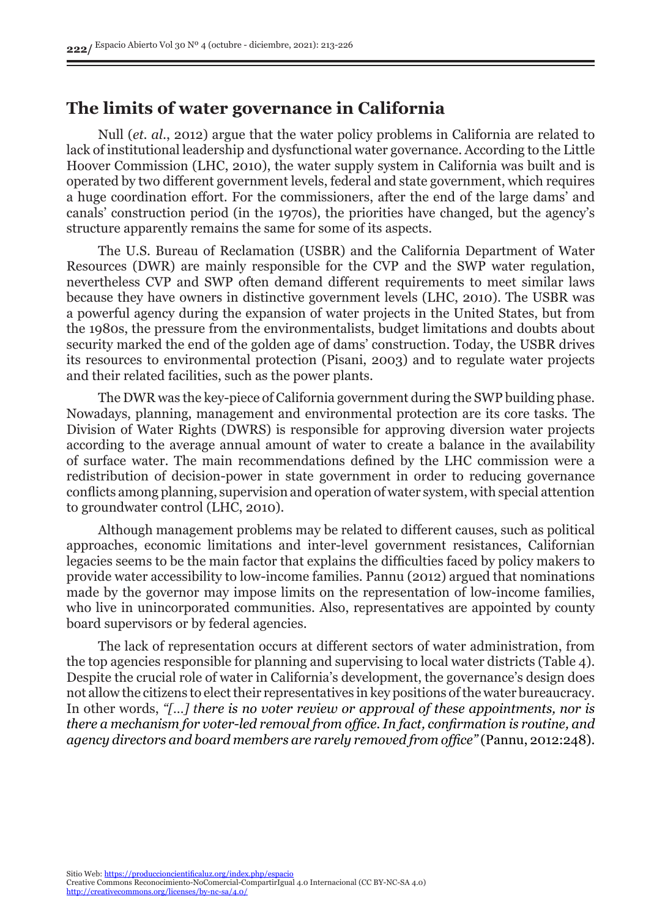## The limits of water governance in California

Null (*et. al.*, 2012) argue that the water policy problems in California are related to lack of institutional leadership and dysfunctional water governance. According to the Little Hoover Commission (LHC, 2010), the water supply system in California was built and is operated by two different government levels, federal and state government, which requires a huge coordination effort. For the commissioners, after the end of the large dams' and canals' construction period (in the 1970s), the priorities have changed, but the agency's structure apparently remains the same for some of its aspects.

The U.S. Bureau of Reclamation (USBR) and the California Department of Water Resources (DWR) are mainly responsible for the CVP and the SWP water regulation, nevertheless CVP and SWP often demand different requirements to meet similar laws because they have owners in distinctive government levels (LHC, 2010). The USBR was a powerful agency during the expansion of water projects in the United States, but from the 1980s, the pressure from the environmentalists, budget limitations and doubts about security marked the end of the golden age of dams' construction. Today, the USBR drives its resources to environmental protection (Pisani, 2003) and to regulate water projects and their related facilities, such as the power plants.

The DWR was the key-piece of California government during the SWP building phase. Nowadays, planning, management and environmental protection are its core tasks. The Division of Water Rights (DWRS) is responsible for approving diversion water projects according to the average annual amount of water to create a balance in the availability of surface water. The main recommendations defined by the LHC commission were a redistribution of decision-power in state government in order to reducing governance conflicts among planning, supervision and operation of water system, with special attention to groundwater control (LHC, 2010).

Although management problems may be related to different causes, such as political approaches, economic limitations and inter-level government resistances, Californian legacies seems to be the main factor that explains the difficulties faced by policy makers to provide water accessibility to low-income families. Pannu (2012) argued that nominations made by the governor may impose limits on the representation of low-income families, who live in unincorporated communities. Also, representatives are appointed by county board supervisors or by federal agencies.

The lack of representation occurs at different sectors of water administration, from the top agencies responsible for planning and supervising to local water districts (Table 4). Despite the crucial role of water in California's development, the governance's design does not allow the citizens to elect their representatives in key positions of the water bureaucracy. In other words, *"[…] there is no voter review or approval of these appointments, nor is there a mechanism for voter-led removal from office. In fact, confirmation is routine, and agency directors and board members are rarely removed from office"* (Pannu, 2012:248).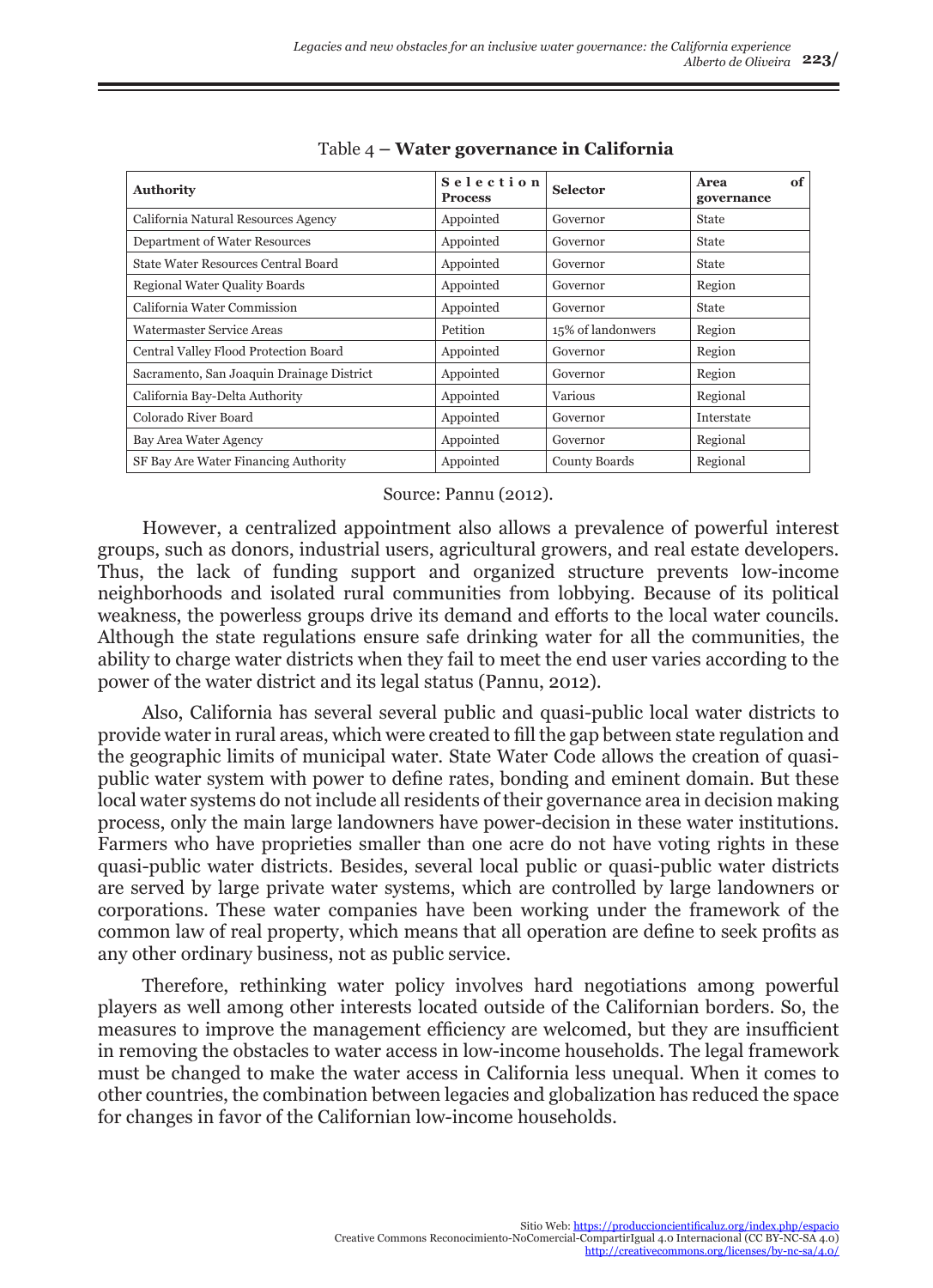Table 4 – **Water governance in California**

| Authority | Selection Process | Selector | Area of governance |
|---|---|---|---|
| California Natural Resources Agency | Appointed | Governor | State |
| Department of Water Resources | Appointed | Governor | State |
| State Water Resources Central Board | Appointed | Governor | State |
| Regional Water Quality Boards | Appointed | Governor | Region |
| California Water Commission | Appointed | Governor | State |
| Watermaster Service Areas | Petition | 15% of landonwers | Region |
| Central Valley Flood Protection Board | Appointed | Governor | Region |
| Sacramento, San Joaquin Drainage District | Appointed | Governor | Region |
| California Bay-Delta Authority | Appointed | Various | Regional |
| Colorado River Board | Appointed | Governor | Interstate |
| Bay Area Water Agency | Appointed | Governor | Regional |
| SF Bay Are Water Financing Authority | Appointed | County Boards | Regional |

Source: Pannu (2012).

However, a centralized appointment also allows a prevalence of powerful interest groups, such as donors, industrial users, agricultural growers, and real estate developers. Thus, the lack of funding support and organized structure prevents low-income neighborhoods and isolated rural communities from lobbying. Because of its political weakness, the powerless groups drive its demand and efforts to the local water councils. Although the state regulations ensure safe drinking water for all the communities, the ability to charge water districts when they fail to meet the end user varies according to the power of the water district and its legal status (Pannu, 2012).

Also, California has several several public and quasi-public local water districts to provide water in rural areas, which were created to fill the gap between state regulation and the geographic limits of municipal water. State Water Code allows the creation of quasi-public water system with power to define rates, bonding and eminent domain. But these local water systems do not include all residents of their governance area in decision making process, only the main large landowners have power-decision in these water institutions. Farmers who have proprieties smaller than one acre do not have voting rights in these quasi-public water districts. Besides, several local public or quasi-public water districts are served by large private water systems, which are controlled by large landowners or corporations. These water companies have been working under the framework of the common law of real property, which means that all operation are define to seek profits as any other ordinary business, not as public service.

Therefore, rethinking water policy involves hard negotiations among powerful players as well among other interests located outside of the Californian borders. So, the measures to improve the management efficiency are welcomed, but they are insufficient in removing the obstacles to water access in low-income households. The legal framework must be changed to make the water access in California less unequal. When it comes to other countries, the combination between legacies and globalization has reduced the space for changes in favor of the Californian low-income households.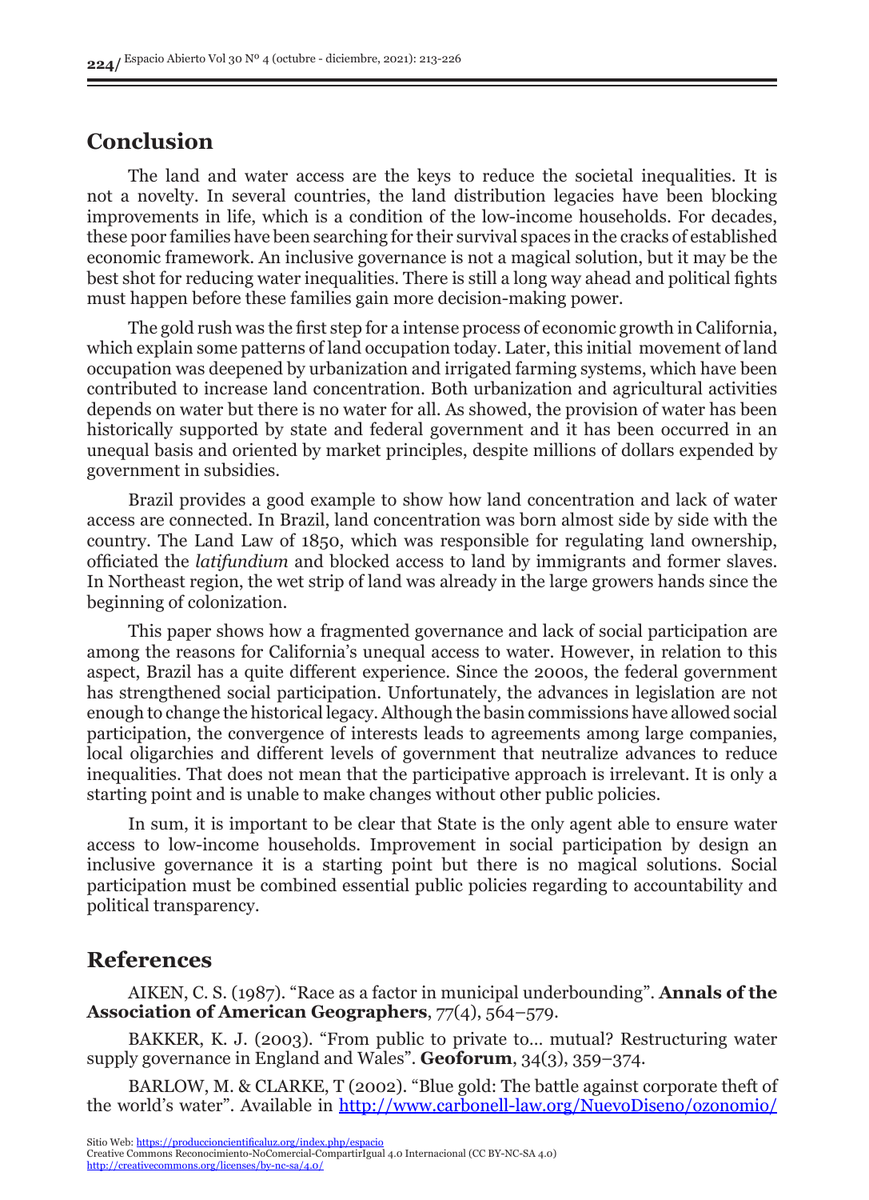## Conclusion

The land and water access are the keys to reduce the societal inequalities. It is not a novelty. In several countries, the land distribution legacies have been blocking improvements in life, which is a condition of the low-income households. For decades, these poor families have been searching for their survival spaces in the cracks of established economic framework. An inclusive governance is not a magical solution, but it may be the best shot for reducing water inequalities. There is still a long way ahead and political fights must happen before these families gain more decision-making power.

The gold rush was the first step for a intense process of economic growth in California, which explain some patterns of land occupation today. Later, this initial movement of land occupation was deepened by urbanization and irrigated farming systems, which have been contributed to increase land concentration. Both urbanization and agricultural activities depends on water but there is no water for all. As showed, the provision of water has been historically supported by state and federal government and it has been occurred in an unequal basis and oriented by market principles, despite millions of dollars expended by government in subsidies.

Brazil provides a good example to show how land concentration and lack of water access are connected. In Brazil, land concentration was born almost side by side with the country. The Land Law of 1850, which was responsible for regulating land ownership, officiated the *latifundium* and blocked access to land by immigrants and former slaves. In Northeast region, the wet strip of land was already in the large growers hands since the beginning of colonization.

This paper shows how a fragmented governance and lack of social participation are among the reasons for California's unequal access to water. However, in relation to this aspect, Brazil has a quite different experience. Since the 2000s, the federal government has strengthened social participation. Unfortunately, the advances in legislation are not enough to change the historical legacy. Although the basin commissions have allowed social participation, the convergence of interests leads to agreements among large companies, local oligarchies and different levels of government that neutralize advances to reduce inequalities. That does not mean that the participative approach is irrelevant. It is only a starting point and is unable to make changes without other public policies.

In sum, it is important to be clear that State is the only agent able to ensure water access to low-income households. Improvement in social participation by design an inclusive governance it is a starting point but there is no magical solutions. Social participation must be combined essential public policies regarding to accountability and political transparency.

## References

AIKEN, C. S. (1987). "Race as a factor in municipal underbounding". **Annals of the Association of American Geographers**, 77(4), 564–579.

BAKKER, K. J. (2003). "From public to private to... mutual? Restructuring water supply governance in England and Wales". **Geoforum**, 34(3), 359–374.

BARLOW, M. & CLARKE, T (2002). "Blue gold: The battle against corporate theft of the world's water". Available in http://www.carbonell-law.org/NuevoDiseno/ozonomio/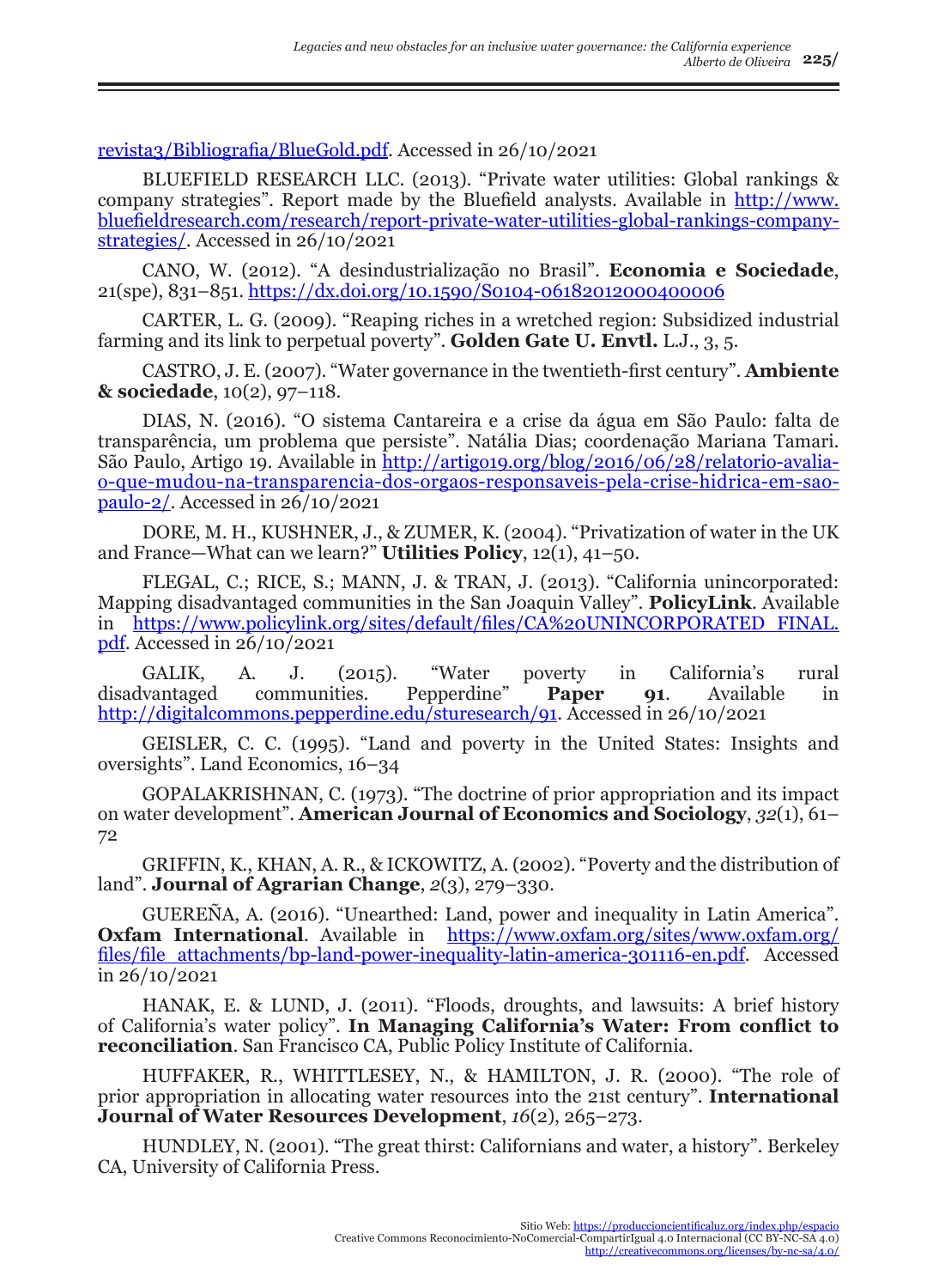revista3/Bibliografia/BlueGold.pdf. Accessed in 26/10/2021

BLUEFIELD RESEARCH LLC. (2013). "Private water utilities: Global rankings & company strategies". Report made by the Bluefield analysts. Available in http://www.bluefieldresearch.com/research/report-private-water-utilities-global-rankings-company-strategies/. Accessed in 26/10/2021

CANO, W. (2012). "A desindustrialização no Brasil". **Economia e Sociedade**, 21(spe), 831–851. https://dx.doi.org/10.1590/S0104-06182012000400006

CARTER, L. G. (2009). "Reaping riches in a wretched region: Subsidized industrial farming and its link to perpetual poverty". **Golden Gate U. Envtl.** L.J., 3, 5.

CASTRO, J. E. (2007). "Water governance in the twentieth-first century". **Ambiente & sociedade**, 10(2), 97–118.

DIAS, N. (2016). "O sistema Cantareira e a crise da água em São Paulo: falta de transparência, um problema que persiste". Natália Dias; coordenação Mariana Tamari. São Paulo, Artigo 19. Available in http://artigo19.org/blog/2016/06/28/relatorio-avalia-o-que-mudou-na-transparencia-dos-orgaos-responsaveis-pela-crise-hidrica-em-sao-paulo-2/. Accessed in 26/10/2021

DORE, M. H., KUSHNER, J., & ZUMER, K. (2004). "Privatization of water in the UK and France—What can we learn?" **Utilities Policy**, 12(1), 41–50.

FLEGAL, C.; RICE, S.; MANN, J. & TRAN, J. (2013). "California unincorporated: Mapping disadvantaged communities in the San Joaquin Valley". **PolicyLink**. Available in https://www.policylink.org/sites/default/files/CA%20UNINCORPORATED_FINAL.pdf. Accessed in 26/10/2021

GALIK, A. J. (2015). "Water poverty in California's rural disadvantaged communities. Pepperdine" **Paper 91**. Available in http://digitalcommons.pepperdine.edu/sturesearch/91. Accessed in 26/10/2021

GEISLER, C. C. (1995). "Land and poverty in the United States: Insights and oversights". Land Economics, 16–34

GOPALAKRISHNAN, C. (1973). "The doctrine of prior appropriation and its impact on water development". **American Journal of Economics and Sociology**, *32*(1), 61–72

GRIFFIN, K., KHAN, A. R., & ICKOWITZ, A. (2002). "Poverty and the distribution of land". **Journal of Agrarian Change**, *2*(3), 279–330.

GUEREÑA, A. (2016). "Unearthed: Land, power and inequality in Latin America". **Oxfam International**. Available in https://www.oxfam.org/sites/www.oxfam.org/files/file_attachments/bp-land-power-inequality-latin-america-301116-en.pdf. Accessed in 26/10/2021

HANAK, E. & LUND, J. (2011). "Floods, droughts, and lawsuits: A brief history of California's water policy". **In Managing California's Water: From conflict to reconciliation**. San Francisco CA, Public Policy Institute of California.

HUFFAKER, R., WHITTLESEY, N., & HAMILTON, J. R. (2000). "The role of prior appropriation in allocating water resources into the 21st century". **International Journal of Water Resources Development**, *16*(2), 265–273.

HUNDLEY, N. (2001). "The great thirst: Californians and water, a history". Berkeley CA, University of California Press.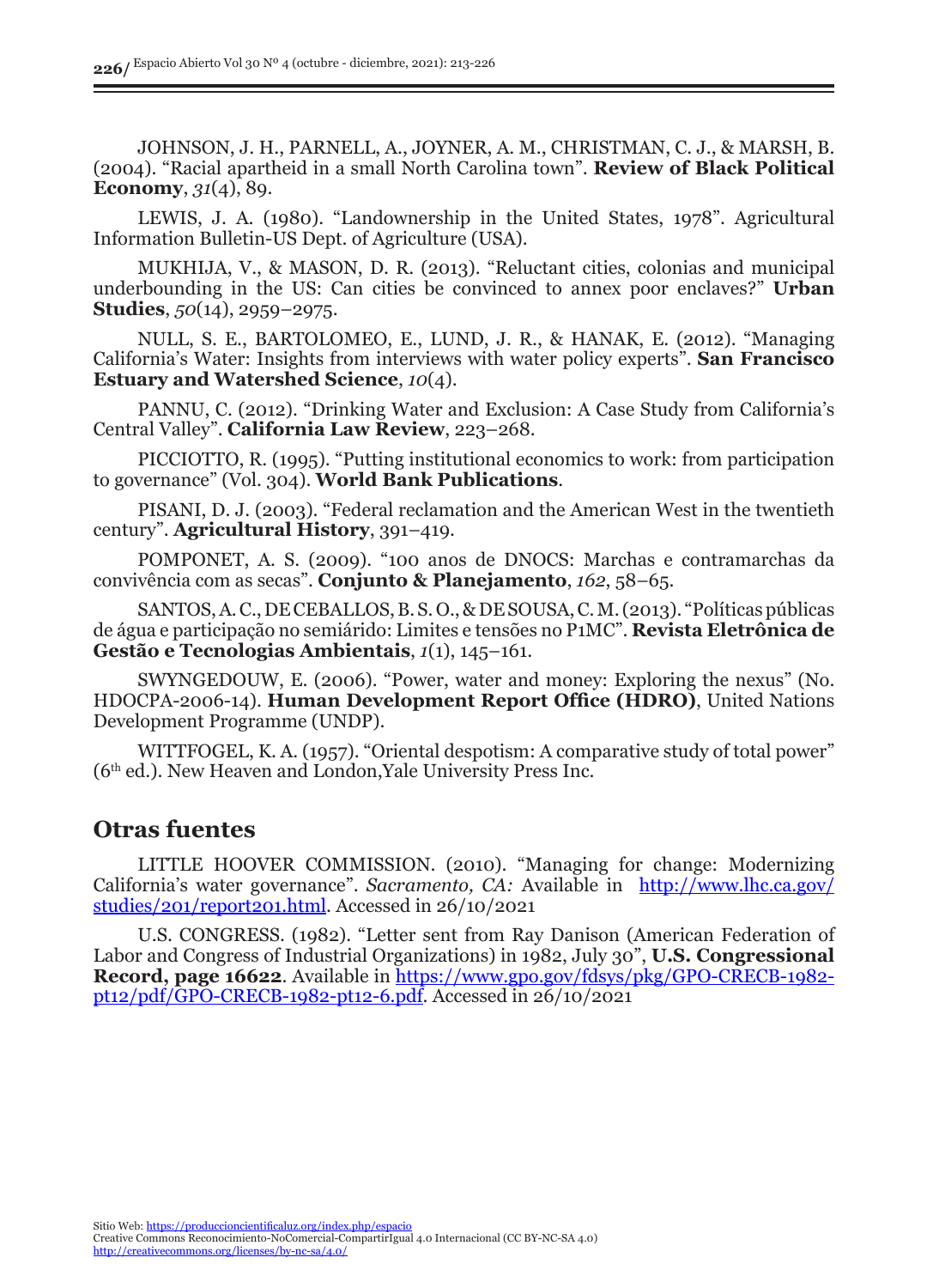JOHNSON, J. H., PARNELL, A., JOYNER, A. M., CHRISTMAN, C. J., & MARSH, B. (2004). "Racial apartheid in a small North Carolina town". **Review of Black Political Economy**, *31*(4), 89.

LEWIS, J. A. (1980). "Landownership in the United States, 1978". Agricultural Information Bulletin-US Dept. of Agriculture (USA).

MUKHIJA, V., & MASON, D. R. (2013). "Reluctant cities, colonias and municipal underbounding in the US: Can cities be convinced to annex poor enclaves?" **Urban Studies**, *50*(14), 2959–2975.

NULL, S. E., BARTOLOMEO, E., LUND, J. R., & HANAK, E. (2012). "Managing California's Water: Insights from interviews with water policy experts". **San Francisco Estuary and Watershed Science**, *10*(4).

PANNU, C. (2012). "Drinking Water and Exclusion: A Case Study from California's Central Valley". **California Law Review**, 223–268.

PICCIOTTO, R. (1995). "Putting institutional economics to work: from participation to governance" (Vol. 304). **World Bank Publications**.

PISANI, D. J. (2003). "Federal reclamation and the American West in the twentieth century". **Agricultural History**, 391–419.

POMPONET, A. S. (2009). "100 anos de DNOCS: Marchas e contramarchas da convivência com as secas". **Conjunto & Planejamento**, *162*, 58–65.

SANTOS, A. C., DE CEBALLOS, B. S. O., & DE SOUSA, C. M. (2013). "Políticas públicas de água e participação no semiárido: Limites e tensões no P1MC". **Revista Eletrônica de Gestão e Tecnologias Ambientais**, *1*(1), 145–161.

SWYNGEDOUW, E. (2006). "Power, water and money: Exploring the nexus" (No. HDOCPA-2006-14). **Human Development Report Office (HDRO)**, United Nations Development Programme (UNDP).

WITTFOGEL, K. A. (1957). "Oriental despotism: A comparative study of total power" (6th ed.). New Heaven and London,Yale University Press Inc.

## Otras fuentes

LITTLE HOOVER COMMISSION. (2010). "Managing for change: Modernizing California's water governance". *Sacramento, CA:* Available in http://www.lhc.ca.gov/studies/201/report201.html. Accessed in 26/10/2021

U.S. CONGRESS. (1982). "Letter sent from Ray Danison (American Federation of Labor and Congress of Industrial Organizations) in 1982, July 30", **U.S. Congressional Record, page 16622**. Available in https://www.gpo.gov/fdsys/pkg/GPO-CRECB-1982-pt12/pdf/GPO-CRECB-1982-pt12-6.pdf. Accessed in 26/10/2021